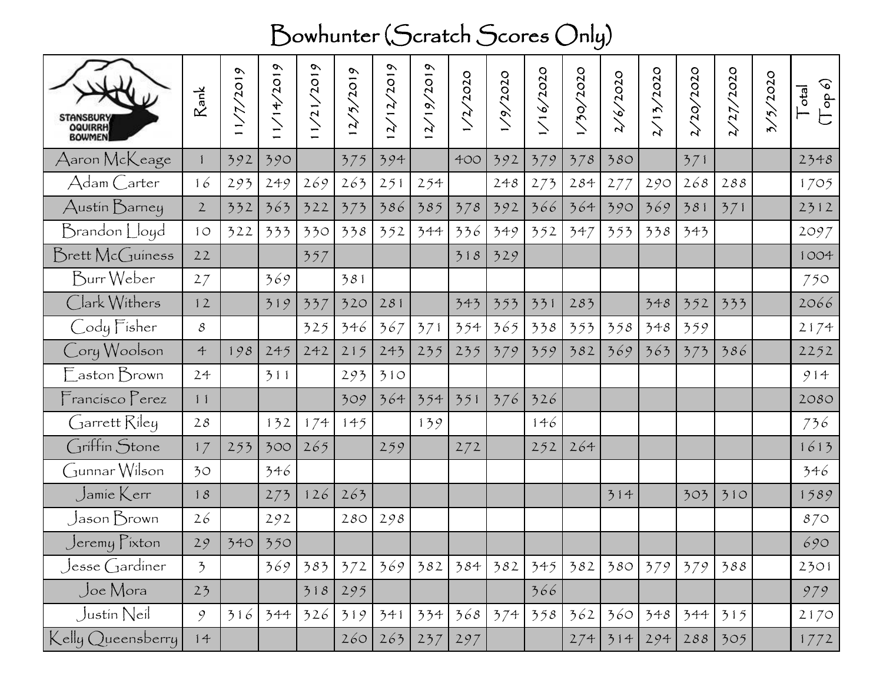# Bowhunter (Scratch Scores Only)

| STANSBURY OQUIRRH BOWMEN | Rank | 11/7/2019 | 11/14/2019 | 11/21/2019 | 12/5/2019 | 12/12/2019 | 12/19/2019 | 1/2/2020 | 1/9/2020 | 1/16/2020 | 1/30/2020 | 2/6/2020 | 2/13/2020 | 2/20/2020 | 2/27/2020 | 3/5/2020 | Total (Top 6) |
|---|---|---|---|---|---|---|---|---|---|---|---|---|---|---|---|---|---|
| Aaron McKeage | 1 | 392 | 390 | | 375 | 394 | | 400 | 392 | 379 | 378 | 380 | | 371 | | | 2348 |
| Adam Carter | 16 | 293 | 249 | 269 | 263 | 251 | 254 | | 248 | 273 | 284 | 277 | 290 | 268 | 288 | | 1705 |
| Austin Barney | 2 | 332 | 363 | 322 | 373 | 386 | 385 | 378 | 392 | 366 | 364 | 390 | 369 | 381 | 371 | | 2312 |
| Brandon Lloyd | 10 | 322 | 333 | 330 | 338 | 352 | 344 | 336 | 349 | 352 | 347 | 353 | 338 | 343 | | | 2097 |
| Brett McGuiness | 22 | | | 357 | | | | 318 | 329 | | | | | | | | 1004 |
| Burr Weber | 27 | | 369 | | 381 | | | | | | | | | | | | 750 |
| Clark Withers | 12 | | 319 | 337 | 320 | 281 | | 343 | 353 | 331 | 283 | | 348 | 352 | 333 | | 2066 |
| Cody Fisher | 8 | | | 325 | 346 | 367 | 371 | 354 | 365 | 338 | 353 | 358 | 348 | 359 | | | 2174 |
| Cory Woolson | 4 | 198 | 245 | 242 | 215 | 243 | 235 | 235 | 379 | 359 | 382 | 369 | 363 | 373 | 386 | | 2252 |
| Easton Brown | 24 | | 311 | | 293 | 310 | | | | | | | | | | | 914 |
| Francisco Perez | 11 | | | | 309 | 364 | 354 | 351 | 376 | 326 | | | | | | | 2080 |
| Garrett Riley | 28 | | 132 | 174 | 145 | | 139 | | | 146 | | | | | | | 736 |
| Griffin Stone | 17 | 253 | 300 | 265 | | 259 | | 272 | | 252 | 264 | | | | | | 1613 |
| Gunnar Wilson | 30 | | 346 | | | | | | | | | | | | | | 346 |
| Jamie Kerr | 18 | | 273 | 126 | 263 | | | | | | | 314 | | 303 | 310 | | 1589 |
| Jason Brown | 26 | | 292 | | 280 | 298 | | | | | | | | | | | 870 |
| Jeremy Pixton | 29 | 340 | 350 | | | | | | | | | | | | | | 690 |
| Jesse Gardiner | 3 | | 369 | 383 | 372 | 369 | 382 | 384 | 382 | 345 | 382 | 380 | 379 | 379 | 388 | | 2301 |
| Joe Mora | 23 | | | 318 | 295 | | | | | 366 | | | | | | | 979 |
| Justin Neil | 9 | 316 | 344 | 326 | 319 | 341 | 334 | 368 | 374 | 358 | 362 | 360 | 348 | 344 | 315 | | 2170 |
| Kelly Queensberry | 14 | | | | 260 | 263 | 237 | 297 | | | 274 | 314 | 294 | 288 | 305 | | 1772 |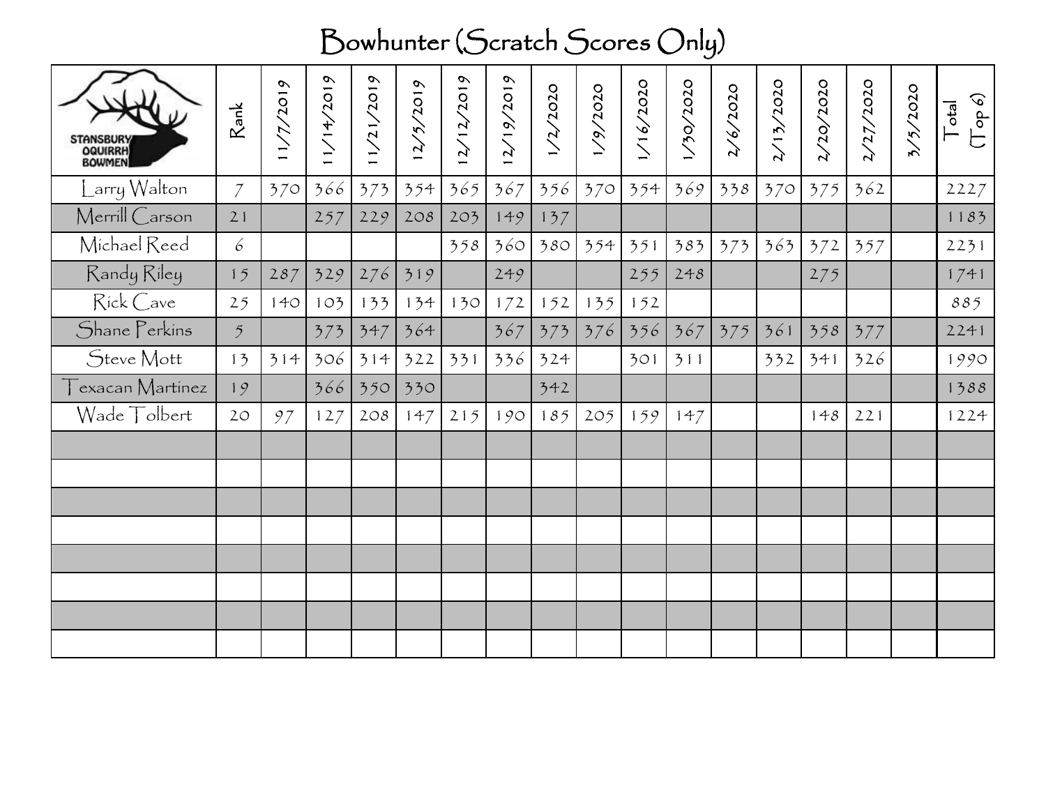# Bowhunter (Scratch Scores Only)

| STANSBURY OQUIRRH BOWMEN | Rank | 11/7/2019 | 11/14/2019 | 11/21/2019 | 12/5/2019 | 12/12/2019 | 12/19/2019 | 1/2/2020 | 1/9/2020 | 1/16/2020 | 1/30/2020 | 2/6/2020 | 2/13/2020 | 2/20/2020 | 2/27/2020 | 3/5/2020 | Total (Top 6) |
|---|---|---|---|---|---|---|---|---|---|---|---|---|---|---|---|---|---|
| Larry Walton | 7 | 370 | 366 | 373 | 354 | 365 | 367 | 356 | 370 | 354 | 369 | 338 | 370 | 375 | 362 | | 2227 |
| Merrill Carson | 21 | | 257 | 229 | 208 | 203 | 149 | 137 | | | | | | | | | 1183 |
| Michael Reed | 6 | | | | | 358 | 360 | 380 | 354 | 351 | 383 | 373 | 363 | 372 | 357 | | 2231 |
| Randy Riley | 15 | 287 | 329 | 276 | 319 | | 249 | | | 255 | 248 | | | 275 | | | 1741 |
| Rick Cave | 25 | 140 | 103 | 133 | 134 | 130 | 172 | 152 | 135 | 152 | | | | | | | 885 |
| Shane Perkins | 5 | | 373 | 347 | 364 | | 367 | 373 | 376 | 356 | 367 | 375 | 361 | 358 | 377 | | 2241 |
| Steve Mott | 13 | 314 | 306 | 314 | 322 | 331 | 336 | 324 | | 301 | 311 | | 332 | 341 | 326 | | 1990 |
| Texacan Martinez | 19 | | 366 | 350 | 330 | | | 342 | | | | | | | | | 1388 |
| Wade Tolbert | 20 | 97 | 127 | 208 | 147 | 215 | 190 | 185 | 205 | 159 | 147 | | | 148 | 221 | | 1224 |
| | | | | | | | | | | | | | | | | | |
| | | | | | | | | | | | | | | | | | |
| | | | | | | | | | | | | | | | | | |
| | | | | | | | | | | | | | | | | | |
| | | | | | | | | | | | | | | | | | |
| | | | | | | | | | | | | | | | | | |
| | | | | | | | | | | | | | | | | | |
| | | | | | | | | | | | | | | | | | |